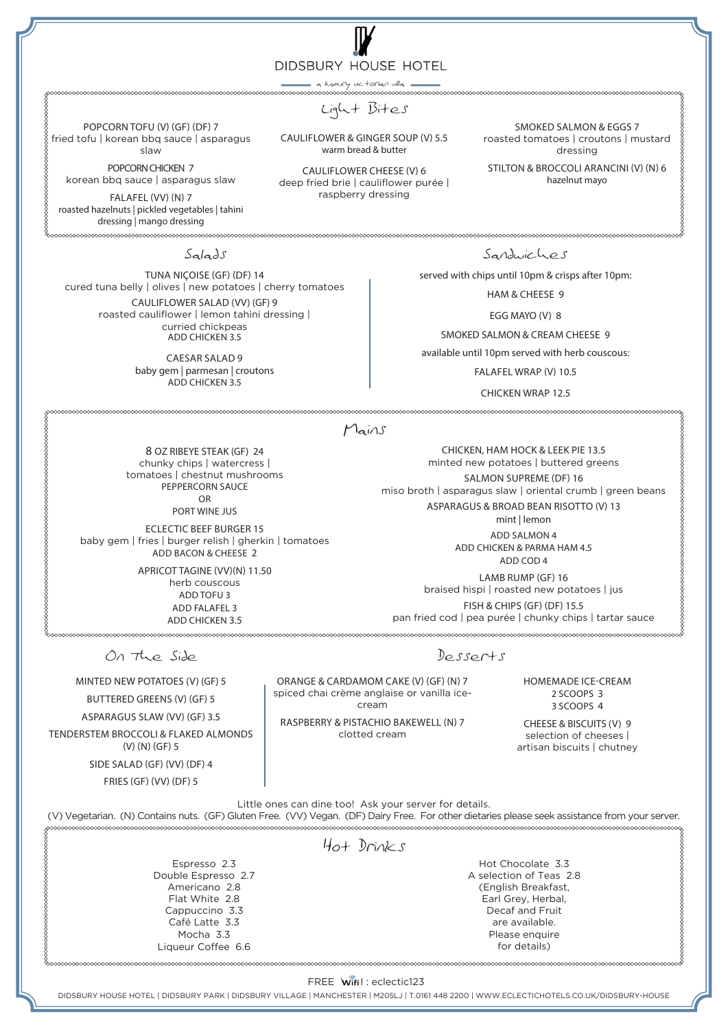# DIDSBURY HOUSE HOTEL

a luxury victorian villa

## Light Bites

POPCORN TOFU (V) (GF) (DF) 7
fried tofu | korean bbq sauce | asparagus slaw

POPCORN CHICKEN 7
korean bbq sauce | asparagus slaw

FALAFEL (VV) (N) 7
roasted hazelnuts | pickled vegetables | tahini dressing | mango dressing

CAULIFLOWER & GINGER SOUP (V) 5.5
warm bread & butter

CAULIFLOWER CHEESE (V) 6
deep fried brie | cauliflower purée | raspberry dressing

SMOKED SALMON & EGGS 7
roasted tomatoes | croutons | mustard dressing

STILTON & BROCCOLI ARANCINI (V) (N) 6
hazelnut mayo

## Salads

TUNA NIÇOISE (GF) (DF) 14
cured tuna belly | olives | new potatoes | cherry tomatoes

CAULIFLOWER SALAD (VV) (GF) 9
roasted cauliflower | lemon tahini dressing | curried chickpeas
ADD CHICKEN 3.5

CAESAR SALAD 9
baby gem | parmesan | croutons
ADD CHICKEN 3.5

## Sandwiches

served with chips until 10pm & crisps after 10pm:

HAM & CHEESE 9

EGG MAYO (V) 8

SMOKED SALMON & CREAM CHEESE 9

available until 10pm served with herb couscous:

FALAFEL WRAP (V) 10.5

CHICKEN WRAP 12.5

## Mains

8 OZ RIBEYE STEAK (GF) 24
chunky chips | watercress | tomatoes | chestnut mushrooms
PEPPERCORN SAUCE
OR
PORT WINE JUS

ECLECTIC BEEF BURGER 15
baby gem | fries | burger relish | gherkin | tomatoes
ADD BACON & CHEESE 2

APRICOT TAGINE (VV)(N) 11.50
herb couscous
ADD TOFU 3
ADD FALAFEL 3
ADD CHICKEN 3.5

CHICKEN, HAM HOCK & LEEK PIE 13.5
minted new potatoes | buttered greens

SALMON SUPREME (DF) 16
miso broth | asparagus slaw | oriental crumb | green beans

ASPARAGUS & BROAD BEAN RISOTTO (V) 13
mint | lemon
ADD SALMON 4
ADD CHICKEN & PARMA HAM 4.5
ADD COD 4

LAMB RUMP (GF) 16
braised hispi | roasted new potatoes | jus

FISH & CHIPS (GF) (DF) 15.5
pan fried cod | pea purée | chunky chips | tartar sauce

## On The Side

MINTED NEW POTATOES (V) (GF) 5

BUTTERED GREENS (V) (GF) 5

ASPARAGUS SLAW (VV) (GF) 3.5

TENDERSTEM BROCCOLI & FLAKED ALMONDS (V) (N) (GF) 5

SIDE SALAD (GF) (VV) (DF) 4

FRIES (GF) (VV) (DF) 5

## Desserts

ORANGE & CARDAMOM CAKE (V) (GF) (N) 7
spiced chai crème anglaise or vanilla ice-cream

RASPBERRY & PISTACHIO BAKEWELL (N) 7
clotted cream

HOMEMADE ICE-CREAM
2 SCOOPS 3
3 SCOOPS 4

CHEESE & BISCUITS (V) 9
selection of cheeses | artisan biscuits | chutney

Little ones can dine too! Ask your server for details.

(V) Vegetarian. (N) Contains nuts. (GF) Gluten Free. (VV) Vegan. (DF) Dairy Free. For other dietaries please seek assistance from your server.

## Hot Drinks

Espresso 2.3
Double Espresso 2.7
Americano 2.8
Flat White 2.8
Cappuccino 3.3
Café Latte 3.3
Mocha 3.3
Liqueur Coffee 6.6

Hot Chocolate 3.3
A selection of Teas 2.8
(English Breakfast, Earl Grey, Herbal, Decaf and Fruit are available. Please enquire for details)

FREE WiFi : eclectic123

DIDSBURY HOUSE HOTEL | DIDSBURY PARK | DIDSBURY VILLAGE | MANCHESTER | M205LJ | T.0161 448 2200 | WWW.ECLECTICHOTELS.CO.UK/DIDSBURY-HOUSE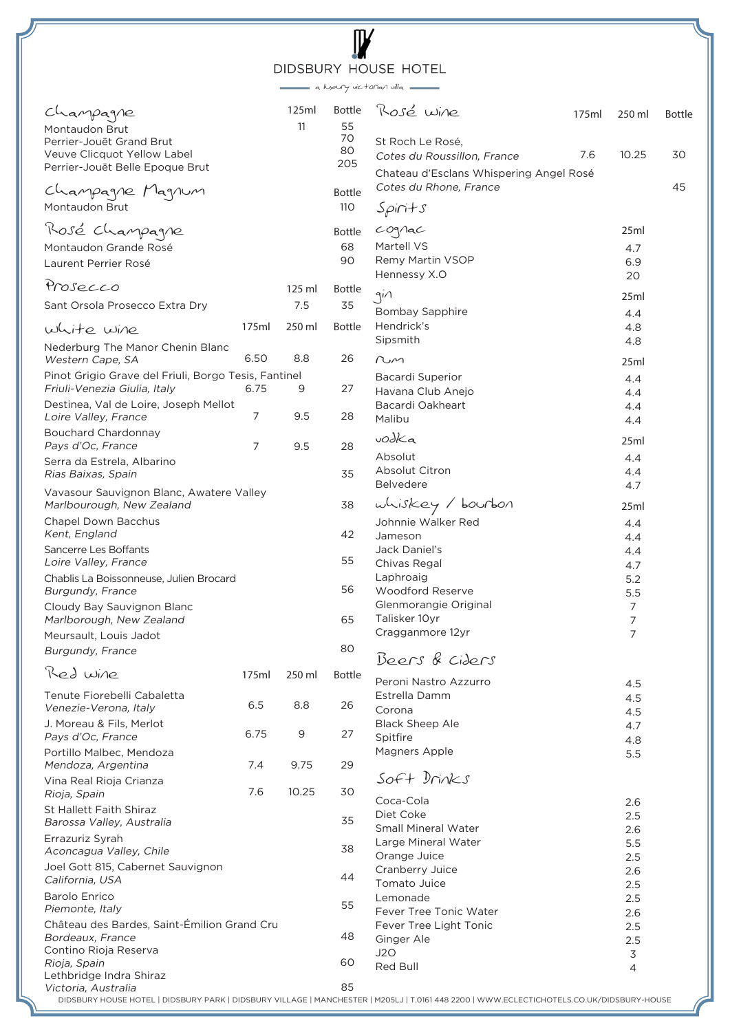# DIDSBURY HOUSE HOTEL

a luxury victorian villa

## Champagne

| | 125ml | Bottle |
|---|---|---|
| Montaudon Brut | 11 | 55 |
| Perrier-Jouët Grand Brut | | 70 |
| Veuve Clicquot Yellow Label | | 80 |
| Perrier-Jouët Belle Epoque Brut | | 205 |

## Champagne Magnum

| | Bottle |
|---|---|
| Montaudon Brut | 110 |

## Rosé Champagne

| | Bottle |
|---|---|
| Montaudon Grande Rosé | 68 |
| Laurent Perrier Rosé | 90 |

## Prosecco

| | 125 ml | Bottle |
|---|---|---|
| Sant Orsola Prosecco Extra Dry | 7.5 | 35 |

## White wine

| | 175ml | 250 ml | Bottle |
|---|---|---|---|
| Nederburg The Manor Chenin Blanc *Western Cape, SA* | 6.50 | 8.8 | 26 |
| Pinot Grigio Grave del Friuli, Borgo Tesis, Fantinel *Friuli-Venezia Giulia, Italy* | 6.75 | 9 | 27 |
| Destinea, Val de Loire, Joseph Mellot *Loire Valley, France* | 7 | 9.5 | 28 |
| Bouchard Chardonnay *Pays d'Oc, France* | 7 | 9.5 | 28 |
| Serra da Estrela, Albarino *Rias Baixas, Spain* | | | 35 |
| Vavasour Sauvignon Blanc, Awatere Valley *Marlbourough, New Zealand* | | | 38 |
| Chapel Down Bacchus *Kent, England* | | | 42 |
| Sancerre Les Boffants *Loire Valley, France* | | | 55 |
| Chablis La Boissonneuse, Julien Brocard *Burgundy, France* | | | 56 |
| Cloudy Bay Sauvignon Blanc *Marlborough, New Zealand* | | | 65 |
| Meursault, Louis Jadot *Burgundy, France* | | | 80 |

## Red wine

| | 175ml | 250 ml | Bottle |
|---|---|---|---|
| Tenute Fiorebelli Cabaletta *Venezie-Verona, Italy* | 6.5 | 8.8 | 26 |
| J. Moreau & Fils, Merlot *Pays d'Oc, France* | 6.75 | 9 | 27 |
| Portillo Malbec, Mendoza *Mendoza, Argentina* | 7.4 | 9.75 | 29 |
| Vina Real Rioja Crianza *Rioja, Spain* | 7.6 | 10.25 | 30 |
| St Hallett Faith Shiraz *Barossa Valley, Australia* | | | 35 |
| Errazuriz Syrah *Aconcagua Valley, Chile* | | | 38 |
| Joel Gott 815, Cabernet Sauvignon *California, USA* | | | 44 |
| Barolo Enrico *Piemonte, Italy* | | | 55 |
| Château des Bardes, Saint-Émilion Grand Cru *Bordeaux, France* | | | 48 |
| Contino Rioja Reserva *Rioja, Spain* | | | 60 |
| Lethbridge Indra Shiraz *Victoria, Australia* | | | 85 |

## Rosé wine

| | 175ml | 250 ml | Bottle |
|---|---|---|---|
| St Roch Le Rosé, *Cotes du Roussillon, France* | 7.6 | 10.25 | 30 |
| Chateau d'Esclans Whispering Angel Rosé *Cotes du Rhone, France* | | | 45 |

## Spirits

### Cognac

| | 25ml |
|---|---|
| Martell VS | 4.7 |
| Remy Martin VSOP | 6.9 |
| Hennessy X.O | 20 |

### Gin

| | 25ml |
|---|---|
| Bombay Sapphire | 4.4 |
| Hendrick's | 4.8 |
| Sipsmith | 4.8 |

### Rum

| | 25ml |
|---|---|
| Bacardi Superior | 4.4 |
| Havana Club Anejo | 4.4 |
| Bacardi Oakheart | 4.4 |
| Malibu | 4.4 |

### Vodka

| | 25ml |
|---|---|
| Absolut | 4.4 |
| Absolut Citron | 4.4 |
| Belvedere | 4.7 |

### Whiskey / bourbon

| | 25ml |
|---|---|
| Johnnie Walker Red | 4.4 |
| Jameson | 4.4 |
| Jack Daniel's | 4.4 |
| Chivas Regal | 4.7 |
| Laphroaig | 5.2 |
| Woodford Reserve | 5.5 |
| Glenmorangie Original | 7 |
| Talisker 10yr | 7 |
| Cragganmore 12yr | 7 |

## Beers & Ciders

| | |
|---|---|
| Peroni Nastro Azzurro | 4.5 |
| Estrella Damm | 4.5 |
| Corona | 4.5 |
| Black Sheep Ale | 4.7 |
| Spitfire | 4.8 |
| Magners Apple | 5.5 |

## Soft Drinks

| | |
|---|---|
| Coca-Cola | 2.6 |
| Diet Coke | 2.5 |
| Small Mineral Water | 2.6 |
| Large Mineral Water | 5.5 |
| Orange Juice | 2.5 |
| Cranberry Juice | 2.6 |
| Tomato Juice | 2.5 |
| Lemonade | 2.5 |
| Fever Tree Tonic Water | 2.6 |
| Fever Tree Light Tonic | 2.5 |
| Ginger Ale | 2.5 |
| J2O | 3 |
| Red Bull | 4 |

DIDSBURY HOUSE HOTEL | DIDSBURY PARK | DIDSBURY VILLAGE | MANCHESTER | M205LJ | T.0161 448 2200 | WWW.ECLECTICHOTELS.CO.UK/DIDSBURY-HOUSE